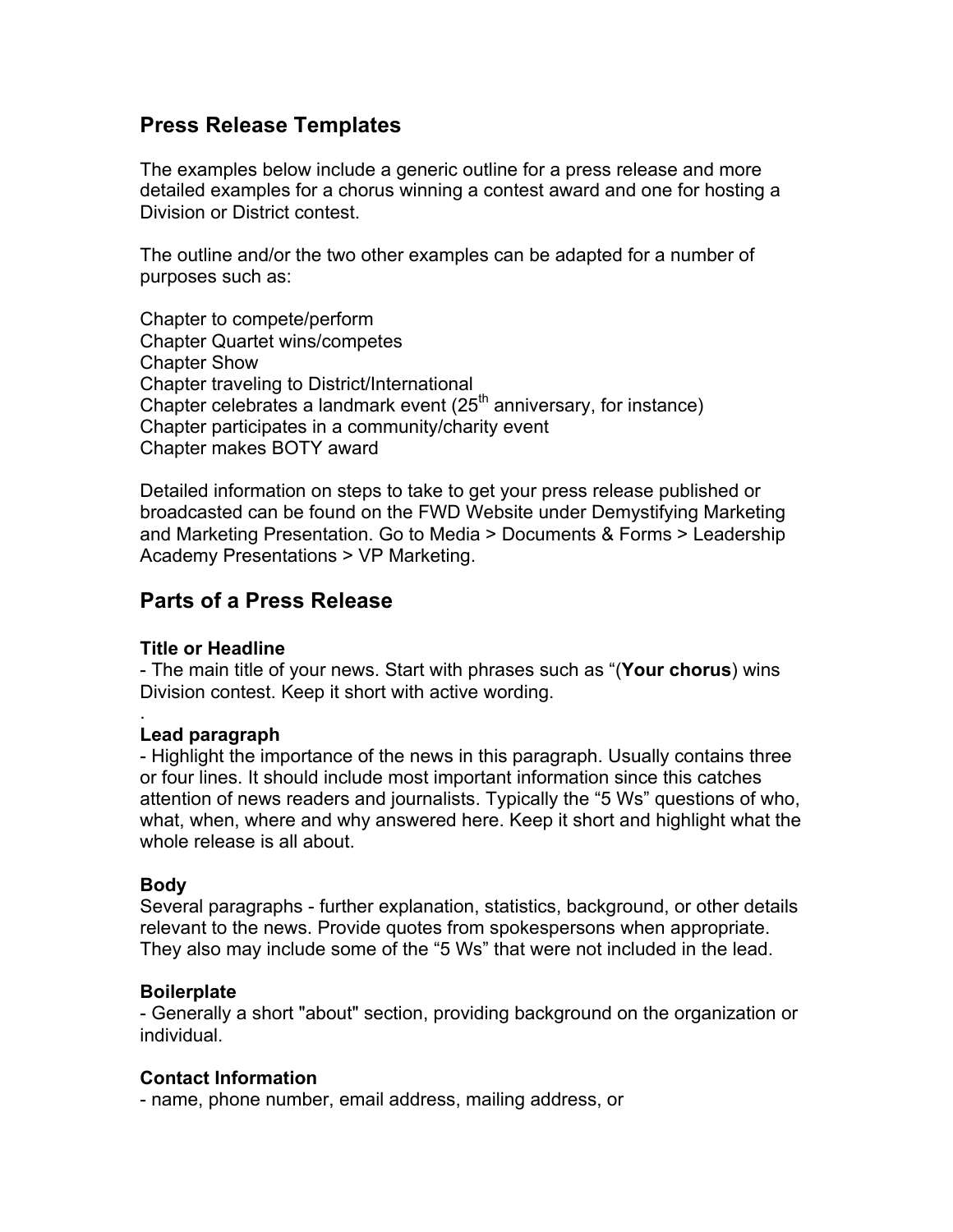## Press Release Templates

The examples below include a generic outline for a press release and more detailed examples for a chorus winning a contest award and one for hosting a Division or District contest.

The outline and/or the two other examples can be adapted for a number of purposes such as:

Chapter to compete/perform
Chapter Quartet wins/competes
Chapter Show
Chapter traveling to District/International
Chapter celebrates a landmark event (25th anniversary, for instance)
Chapter participates in a community/charity event
Chapter makes BOTY award

Detailed information on steps to take to get your press release published or broadcasted can be found on the FWD Website under Demystifying Marketing and Marketing Presentation. Go to Media > Documents & Forms > Leadership Academy Presentations > VP Marketing.

## Parts of a Press Release

**Title or Headline**
- The main title of your news. Start with phrases such as "(**Your chorus**) wins Division contest. Keep it short with active wording.

.

**Lead paragraph**
- Highlight the importance of the news in this paragraph. Usually contains three or four lines. It should include most important information since this catches attention of news readers and journalists. Typically the "5 Ws" questions of who, what, when, where and why answered here. Keep it short and highlight what the whole release is all about.

**Body**
Several paragraphs - further explanation, statistics, background, or other details relevant to the news. Provide quotes from spokespersons when appropriate. They also may include some of the "5 Ws" that were not included in the lead.

**Boilerplate**
- Generally a short "about" section, providing background on the organization or individual.

**Contact Information**
- name, phone number, email address, mailing address, or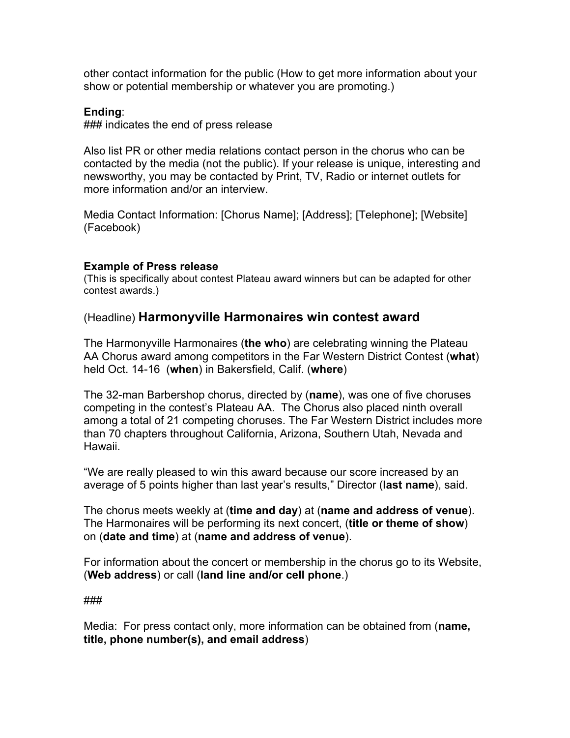other contact information for the public (How to get more information about your show or potential membership or whatever you are promoting.)

**Ending**:
### indicates the end of press release

Also list PR or other media relations contact person in the chorus who can be contacted by the media (not the public). If your release is unique, interesting and newsworthy, you may be contacted by Print, TV, Radio or internet outlets for more information and/or an interview.

Media Contact Information: [Chorus Name]; [Address]; [Telephone]; [Website] (Facebook)

**Example of Press release**
(This is specifically about contest Plateau award winners but can be adapted for other contest awards.)

(Headline) **Harmonyville Harmonaires win contest award**

The Harmonyville Harmonaires (**the who**) are celebrating winning the Plateau AA Chorus award among competitors in the Far Western District Contest (**what**) held Oct. 14-16 (**when**) in Bakersfield, Calif. (**where**)

The 32-man Barbershop chorus, directed by (**name**), was one of five choruses competing in the contest's Plateau AA. The Chorus also placed ninth overall among a total of 21 competing choruses. The Far Western District includes more than 70 chapters throughout California, Arizona, Southern Utah, Nevada and Hawaii.

"We are really pleased to win this award because our score increased by an average of 5 points higher than last year's results," Director (**last name**), said.

The chorus meets weekly at (**time and day**) at (**name and address of venue**). The Harmonaires will be performing its next concert, (**title or theme of show**) on (**date and time**) at (**name and address of venue**).

For information about the concert or membership in the chorus go to its Website, (**Web address**) or call (**land line and/or cell phone**.)

###

Media: For press contact only, more information can be obtained from (**name, title, phone number(s), and email address**)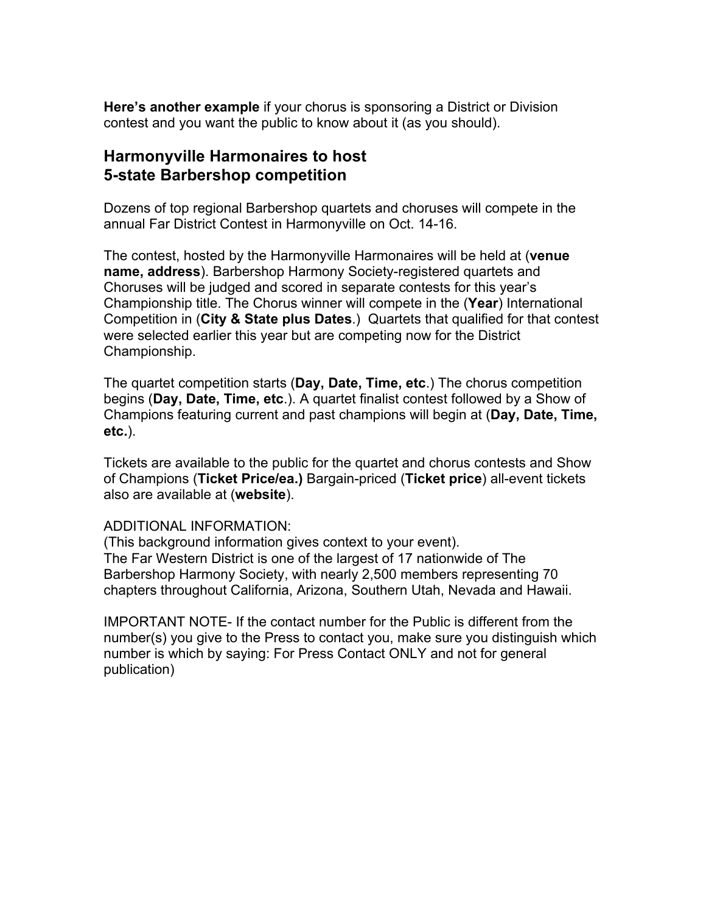**Here's another example** if your chorus is sponsoring a District or Division contest and you want the public to know about it (as you should).

## Harmonyville Harmonaires to host 5-state Barbershop competition

Dozens of top regional Barbershop quartets and choruses will compete in the annual Far District Contest in Harmonyville on Oct. 14-16.

The contest, hosted by the Harmonyville Harmonaires will be held at (**venue name, address**). Barbershop Harmony Society-registered quartets and Choruses will be judged and scored in separate contests for this year's Championship title. The Chorus winner will compete in the (**Year**) International Competition in (**City & State plus Dates**.) Quartets that qualified for that contest were selected earlier this year but are competing now for the District Championship.

The quartet competition starts (**Day, Date, Time, etc**.) The chorus competition begins (**Day, Date, Time, etc**.). A quartet finalist contest followed by a Show of Champions featuring current and past champions will begin at (**Day, Date, Time, etc.**).

Tickets are available to the public for the quartet and chorus contests and Show of Champions (**Ticket Price/ea.)** Bargain-priced (**Ticket price**) all-event tickets also are available at (**website**).

ADDITIONAL INFORMATION:
(This background information gives context to your event).
The Far Western District is one of the largest of 17 nationwide of The Barbershop Harmony Society, with nearly 2,500 members representing 70 chapters throughout California, Arizona, Southern Utah, Nevada and Hawaii.

IMPORTANT NOTE- If the contact number for the Public is different from the number(s) you give to the Press to contact you, make sure you distinguish which number is which by saying: For Press Contact ONLY and not for general publication)